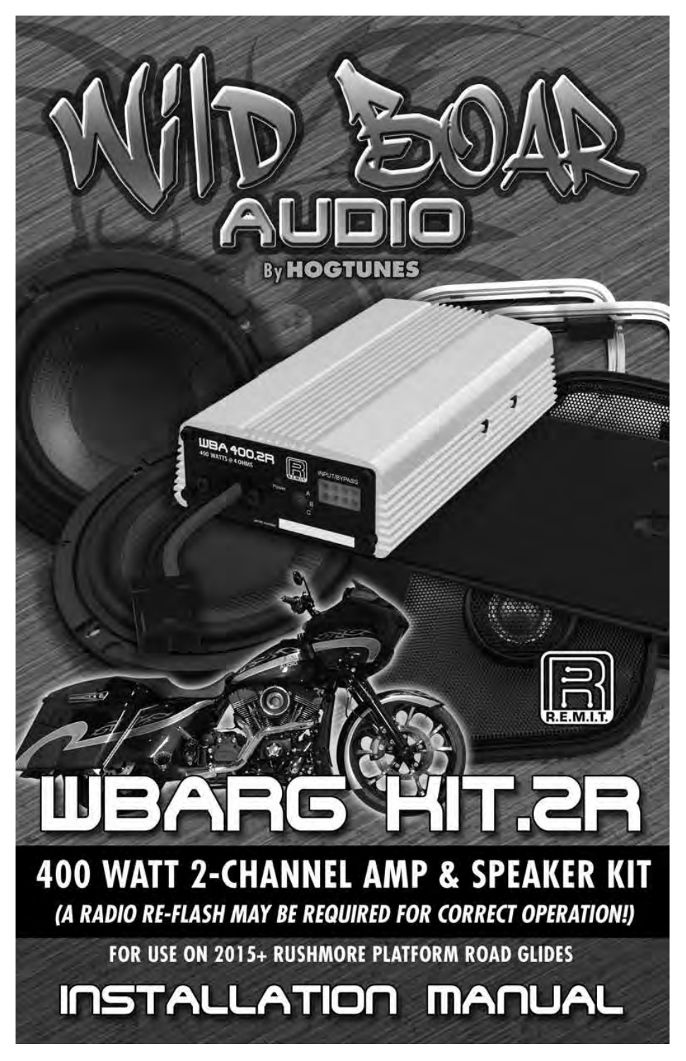# Wild Boar Audio

By HOGTUNES

# WBARG KIT.2R

## 400 WATT 2-CHANNEL AMP & SPEAKER KIT

***(A RADIO RE-FLASH MAY BE REQUIRED FOR CORRECT OPERATION!)***

**FOR USE ON 2015+ RUSHMORE PLATFORM ROAD GLIDES**

# INSTALLATION MANUAL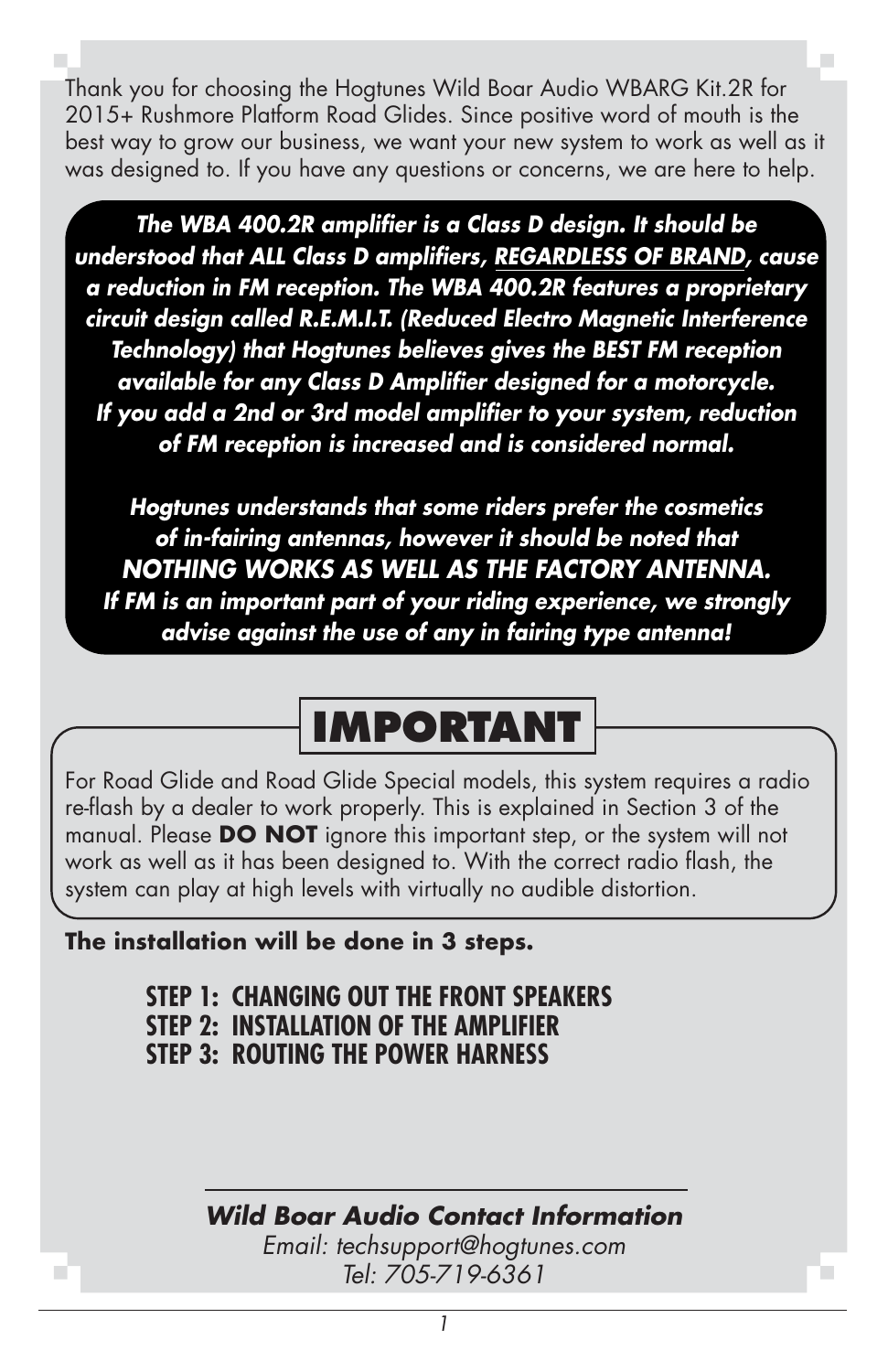Thank you for choosing the Hogtunes Wild Boar Audio WBARG Kit.2R for 2015+ Rushmore Platform Road Glides. Since positive word of mouth is the best way to grow our business, we want your new system to work as well as it was designed to. If you have any questions or concerns, we are here to help.

***The WBA 400.2R amplifier is a Class D design. It should be understood that ALL Class D amplifiers, <u>REGARDLESS OF BRAND</u>, cause a reduction in FM reception. The WBA 400.2R features a proprietary circuit design called R.E.M.I.T. (Reduced Electro Magnetic Interference Technology) that Hogtunes believes gives the BEST FM reception available for any Class D Amplifier designed for a motorcycle. If you add a 2nd or 3rd model amplifier to your system, reduction of FM reception is increased and is considered normal.***

***Hogtunes understands that some riders prefer the cosmetics of in-fairing antennas, however it should be noted that NOTHING WORKS AS WELL AS THE FACTORY ANTENNA. If FM is an important part of your riding experience, we strongly advise against the use of any in fairing type antenna!***

## IMPORTANT

For Road Glide and Road Glide Special models, this system requires a radio re-flash by a dealer to work properly. This is explained in Section 3 of the manual. Please **DO NOT** ignore this important step, or the system will not work as well as it has been designed to. With the correct radio flash, the system can play at high levels with virtually no audible distortion.

**The installation will be done in 3 steps.**

**STEP 1: CHANGING OUT THE FRONT SPEAKERS**
**STEP 2: INSTALLATION OF THE AMPLIFIER**
**STEP 3: ROUTING THE POWER HARNESS**

***Wild Boar Audio Contact Information***
*Email: techsupport@hogtunes.com*
*Tel: 705-719-6361*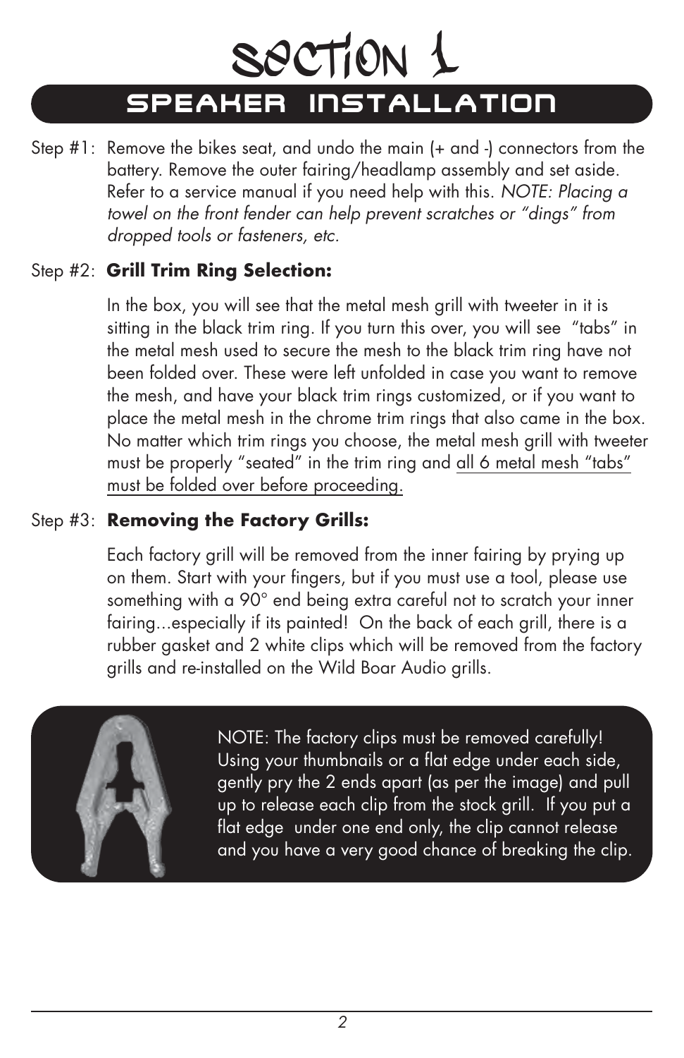# SECTION 1

## SPEAKER INSTALLATION

Step #1: Remove the bikes seat, and undo the main (+ and -) connectors from the battery. Remove the outer fairing/headlamp assembly and set aside. Refer to a service manual if you need help with this. *NOTE: Placing a towel on the front fender can help prevent scratches or "dings" from dropped tools or fasteners, etc.*

Step #2: **Grill Trim Ring Selection:**

In the box, you will see that the metal mesh grill with tweeter in it is sitting in the black trim ring. If you turn this over, you will see "tabs" in the metal mesh used to secure the mesh to the black trim ring have not been folded over. These were left unfolded in case you want to remove the mesh, and have your black trim rings customized, or if you want to place the metal mesh in the chrome trim rings that also came in the box. No matter which trim rings you choose, the metal mesh grill with tweeter must be properly "seated" in the trim ring and <u>all 6 metal mesh "tabs" must be folded over before proceeding.</u>

Step #3: **Removing the Factory Grills:**

Each factory grill will be removed from the inner fairing by prying up on them. Start with your fingers, but if you must use a tool, please use something with a 90° end being extra careful not to scratch your inner fairing...especially if its painted! On the back of each grill, there is a rubber gasket and 2 white clips which will be removed from the factory grills and re-installed on the Wild Boar Audio grills.

NOTE: The factory clips must be removed carefully! Using your thumbnails or a flat edge under each side, gently pry the 2 ends apart (as per the image) and pull up to release each clip from the stock grill. If you put a flat edge under one end only, the clip cannot release and you have a very good chance of breaking the clip.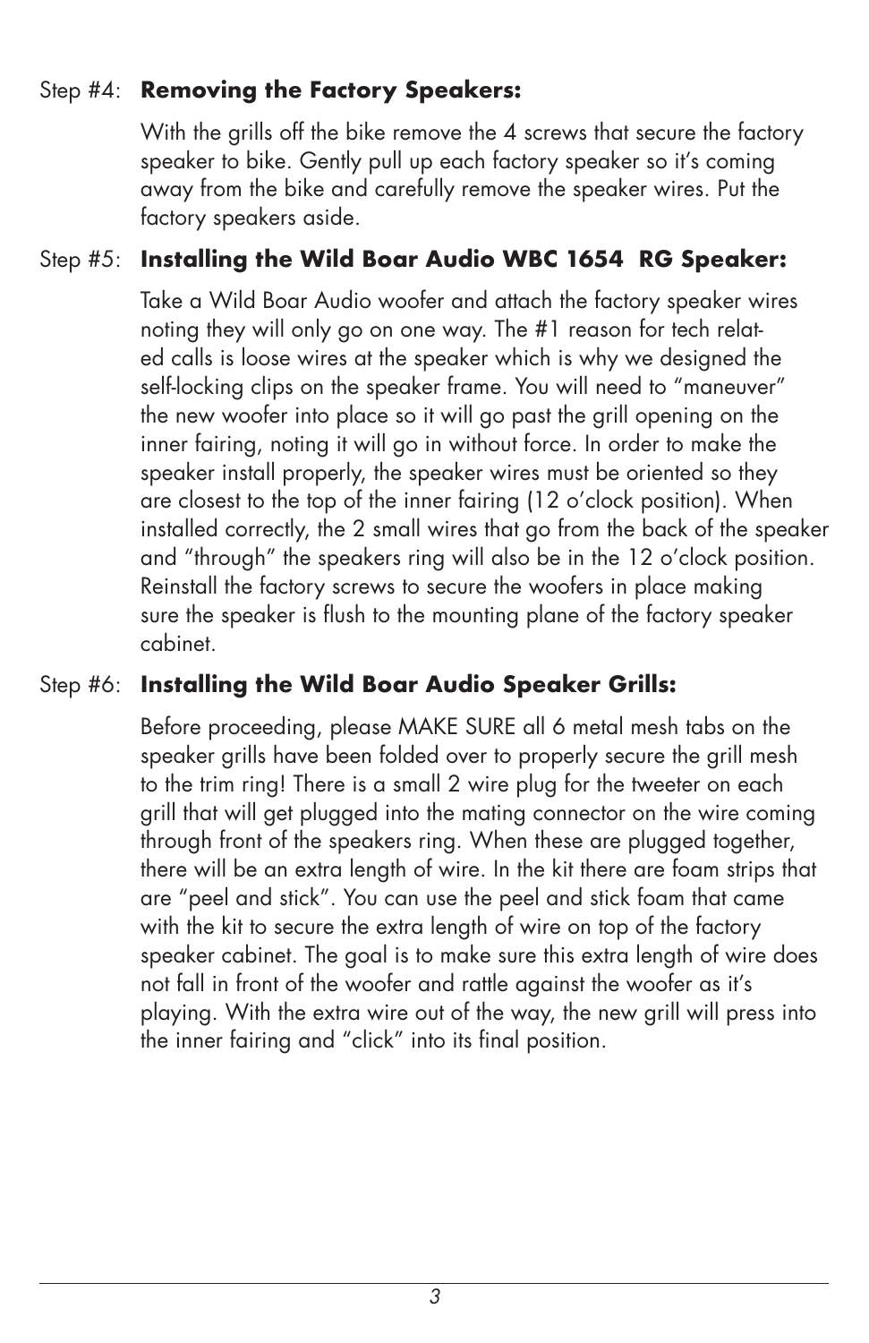Step #4: **Removing the Factory Speakers:**

With the grills off the bike remove the 4 screws that secure the factory speaker to bike. Gently pull up each factory speaker so it's coming away from the bike and carefully remove the speaker wires. Put the factory speakers aside.

Step #5: **Installing the Wild Boar Audio WBC 1654 RG Speaker:**

Take a Wild Boar Audio woofer and attach the factory speaker wires noting they will only go on one way. The #1 reason for tech related calls is loose wires at the speaker which is why we designed the self-locking clips on the speaker frame. You will need to "maneuver" the new woofer into place so it will go past the grill opening on the inner fairing, noting it will go in without force. In order to make the speaker install properly, the speaker wires must be oriented so they are closest to the top of the inner fairing (12 o'clock position). When installed correctly, the 2 small wires that go from the back of the speaker and "through" the speakers ring will also be in the 12 o'clock position. Reinstall the factory screws to secure the woofers in place making sure the speaker is flush to the mounting plane of the factory speaker cabinet.

Step #6: **Installing the Wild Boar Audio Speaker Grills:**

Before proceeding, please MAKE SURE all 6 metal mesh tabs on the speaker grills have been folded over to properly secure the grill mesh to the trim ring! There is a small 2 wire plug for the tweeter on each grill that will get plugged into the mating connector on the wire coming through front of the speakers ring. When these are plugged together, there will be an extra length of wire. In the kit there are foam strips that are "peel and stick". You can use the peel and stick foam that came with the kit to secure the extra length of wire on top of the factory speaker cabinet. The goal is to make sure this extra length of wire does not fall in front of the woofer and rattle against the woofer as it's playing. With the extra wire out of the way, the new grill will press into the inner fairing and "click" into its final position.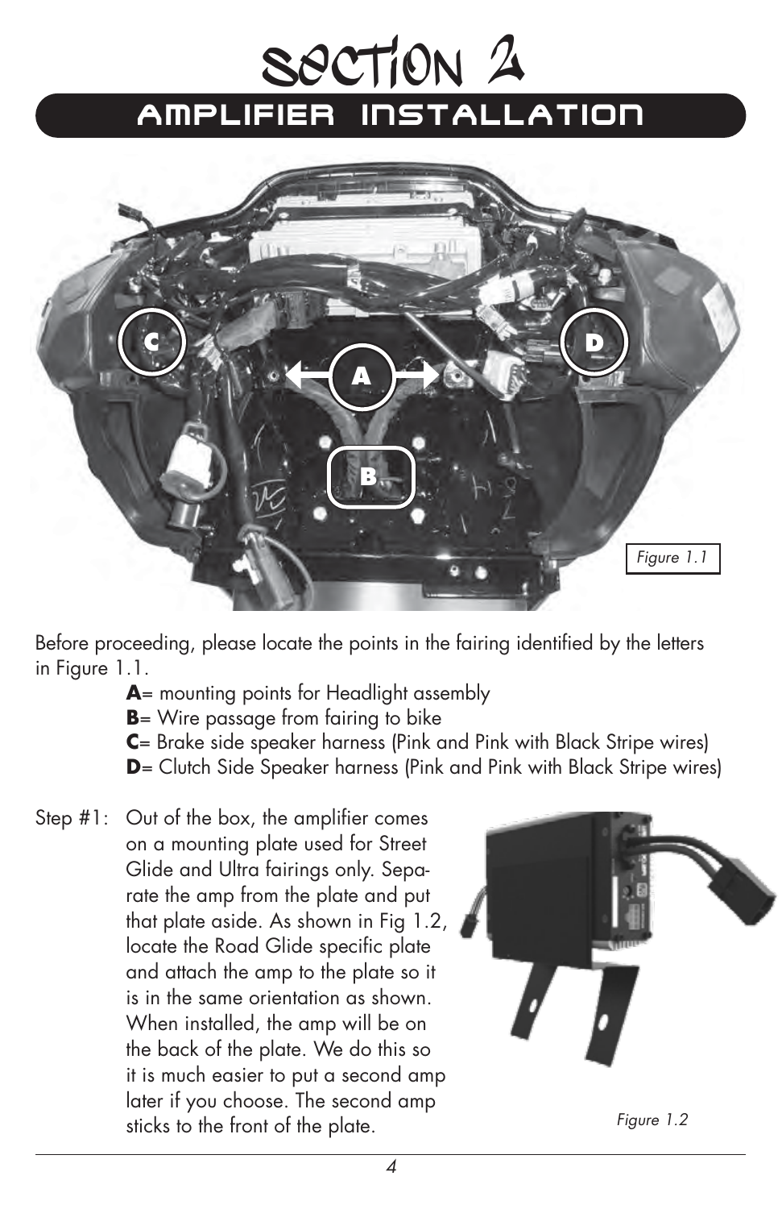# Section 2

## Amplifier Installation

Figure 1.1

Before proceeding, please locate the points in the fairing identified by the letters in Figure 1.1.

**A**= mounting points for Headlight assembly
**B**= Wire passage from fairing to bike
**C**= Brake side speaker harness (Pink and Pink with Black Stripe wires)
**D**= Clutch Side Speaker harness (Pink and Pink with Black Stripe wires)

Step #1: Out of the box, the amplifier comes on a mounting plate used for Street Glide and Ultra fairings only. Separate the amp from the plate and put that plate aside. As shown in Fig 1.2, locate the Road Glide specific plate and attach the amp to the plate so it is in the same orientation as shown. When installed, the amp will be on the back of the plate. We do this so it is much easier to put a second amp later if you choose. The second amp sticks to the front of the plate.

*Figure 1.2*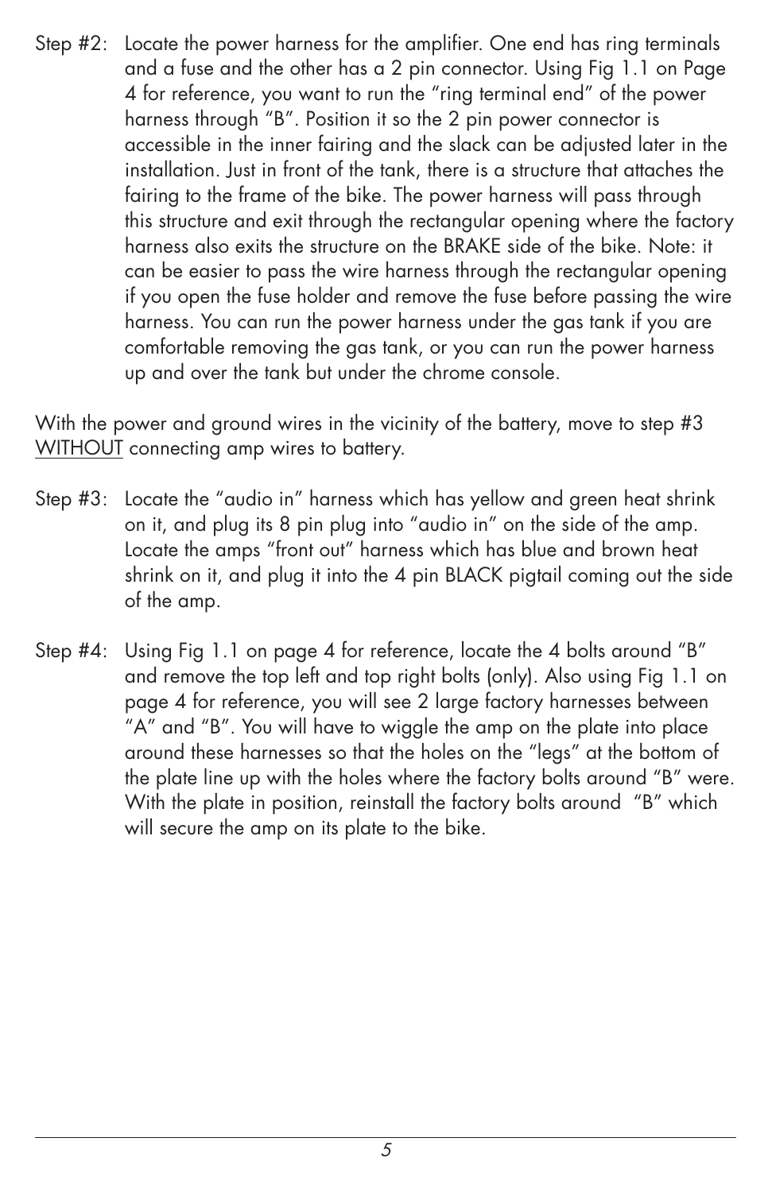Step #2: Locate the power harness for the amplifier. One end has ring terminals and a fuse and the other has a 2 pin connector. Using Fig 1.1 on Page 4 for reference, you want to run the "ring terminal end" of the power harness through "B". Position it so the 2 pin power connector is accessible in the inner fairing and the slack can be adjusted later in the installation. Just in front of the tank, there is a structure that attaches the fairing to the frame of the bike. The power harness will pass through this structure and exit through the rectangular opening where the factory harness also exits the structure on the BRAKE side of the bike. Note: it can be easier to pass the wire harness through the rectangular opening if you open the fuse holder and remove the fuse before passing the wire harness. You can run the power harness under the gas tank if you are comfortable removing the gas tank, or you can run the power harness up and over the tank but under the chrome console.

With the power and ground wires in the vicinity of the battery, move to step #3 <u>WITHOUT</u> connecting amp wires to battery.

Step #3: Locate the "audio in" harness which has yellow and green heat shrink on it, and plug its 8 pin plug into "audio in" on the side of the amp. Locate the amps "front out" harness which has blue and brown heat shrink on it, and plug it into the 4 pin BLACK pigtail coming out the side of the amp.

Step #4: Using Fig 1.1 on page 4 for reference, locate the 4 bolts around "B" and remove the top left and top right bolts (only). Also using Fig 1.1 on page 4 for reference, you will see 2 large factory harnesses between "A" and "B". You will have to wiggle the amp on the plate into place around these harnesses so that the holes on the "legs" at the bottom of the plate line up with the holes where the factory bolts around "B" were. With the plate in position, reinstall the factory bolts around "B" which will secure the amp on its plate to the bike.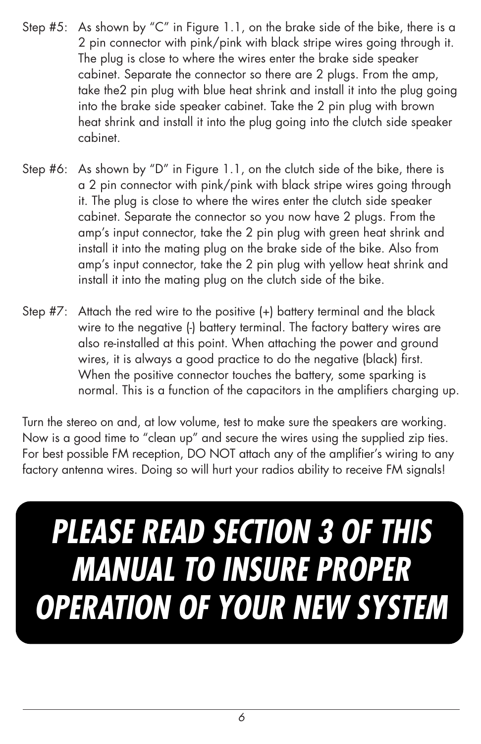Step #5: As shown by "C" in Figure 1.1, on the brake side of the bike, there is a 2 pin connector with pink/pink with black stripe wires going through it. The plug is close to where the wires enter the brake side speaker cabinet. Separate the connector so there are 2 plugs. From the amp, take the2 pin plug with blue heat shrink and install it into the plug going into the brake side speaker cabinet. Take the 2 pin plug with brown heat shrink and install it into the plug going into the clutch side speaker cabinet.

Step #6: As shown by "D" in Figure 1.1, on the clutch side of the bike, there is a 2 pin connector with pink/pink with black stripe wires going through it. The plug is close to where the wires enter the clutch side speaker cabinet. Separate the connector so you now have 2 plugs. From the amp's input connector, take the 2 pin plug with green heat shrink and install it into the mating plug on the brake side of the bike. Also from amp's input connector, take the 2 pin plug with yellow heat shrink and install it into the mating plug on the clutch side of the bike.

Step #7: Attach the red wire to the positive (+) battery terminal and the black wire to the negative (-) battery terminal. The factory battery wires are also re-installed at this point. When attaching the power and ground wires, it is always a good practice to do the negative (black) first. When the positive connector touches the battery, some sparking is normal. This is a function of the capacitors in the amplifiers charging up.

Turn the stereo on and, at low volume, test to make sure the speakers are working. Now is a good time to "clean up" and secure the wires using the supplied zip ties. For best possible FM reception, DO NOT attach any of the amplifier's wiring to any factory antenna wires. Doing so will hurt your radios ability to receive FM signals!

# *PLEASE READ SECTION 3 OF THIS MANUAL TO INSURE PROPER OPERATION OF YOUR NEW SYSTEM*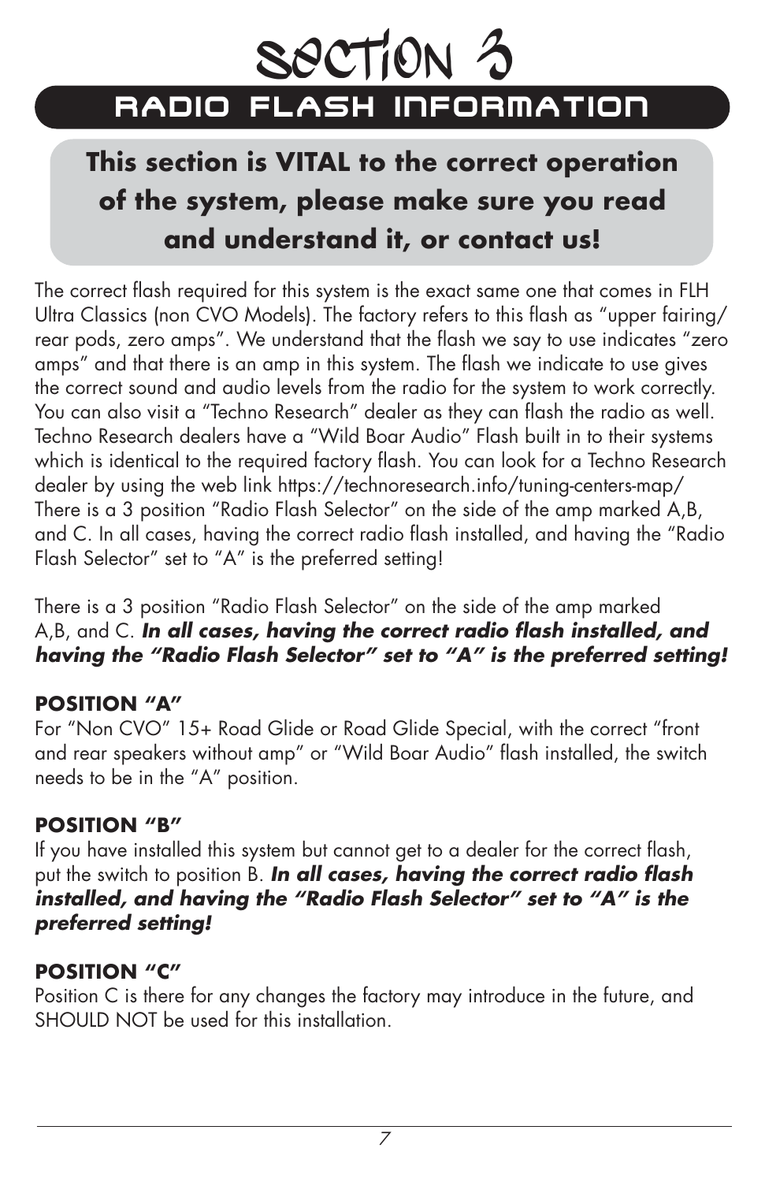# Section 3

## RADIO FLASH INFORMATION

**This section is VITAL to the correct operation of the system, please make sure you read and understand it, or contact us!**

The correct flash required for this system is the exact same one that comes in FLH Ultra Classics (non CVO Models). The factory refers to this flash as "upper fairing/ rear pods, zero amps". We understand that the flash we say to use indicates "zero amps" and that there is an amp in this system. The flash we indicate to use gives the correct sound and audio levels from the radio for the system to work correctly. You can also visit a "Techno Research" dealer as they can flash the radio as well. Techno Research dealers have a "Wild Boar Audio" Flash built in to their systems which is identical to the required factory flash. You can look for a Techno Research dealer by using the web link https://technoresearch.info/tuning-centers-map/ There is a 3 position "Radio Flash Selector" on the side of the amp marked A,B, and C. In all cases, having the correct radio flash installed, and having the "Radio Flash Selector" set to "A" is the preferred setting!

There is a 3 position "Radio Flash Selector" on the side of the amp marked A,B, and C. ***In all cases, having the correct radio flash installed, and having the "Radio Flash Selector" set to "A" is the preferred setting!***

**POSITION "A"**
For "Non CVO" 15+ Road Glide or Road Glide Special, with the correct "front and rear speakers without amp" or "Wild Boar Audio" flash installed, the switch needs to be in the "A" position.

**POSITION "B"**
If you have installed this system but cannot get to a dealer for the correct flash, put the switch to position B. ***In all cases, having the correct radio flash installed, and having the "Radio Flash Selector" set to "A" is the preferred setting!***

**POSITION "C"**
Position C is there for any changes the factory may introduce in the future, and SHOULD NOT be used for this installation.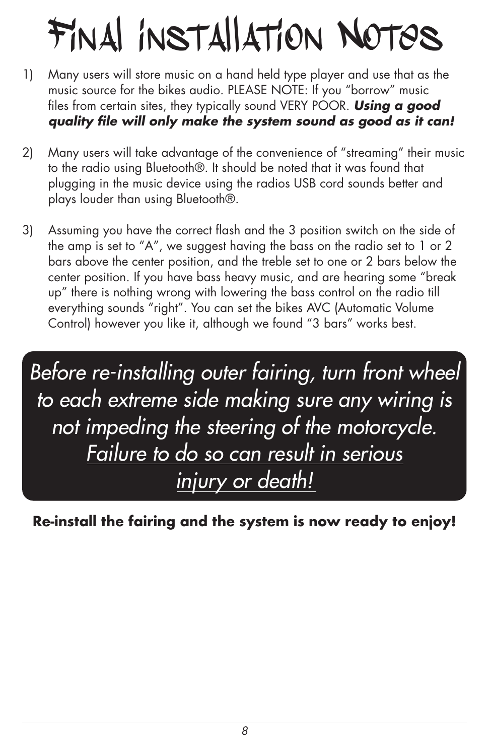# Final Installation Notes

1) Many users will store music on a hand held type player and use that as the music source for the bikes audio. PLEASE NOTE: If you “borrow” music files from certain sites, they typically sound VERY POOR. ***Using a good quality file will only make the system sound as good as it can!***

2) Many users will take advantage of the convenience of “streaming” their music to the radio using Bluetooth®. It should be noted that it was found that plugging in the music device using the radios USB cord sounds better and plays louder than using Bluetooth®.

3) Assuming you have the correct flash and the 3 position switch on the side of the amp is set to “A”, we suggest having the bass on the radio set to 1 or 2 bars above the center position, and the treble set to one or 2 bars below the center position. If you have bass heavy music, and are hearing some “break up” there is nothing wrong with lowering the bass control on the radio till everything sounds “right”. You can set the bikes AVC (Automatic Volume Control) however you like it, although we found “3 bars” works best.

*Before re-installing outer fairing, turn front wheel to each extreme side making sure any wiring is not impeding the steering of the motorcycle. Failure to do so can result in serious injury or death!*

**Re-install the fairing and the system is now ready to enjoy!**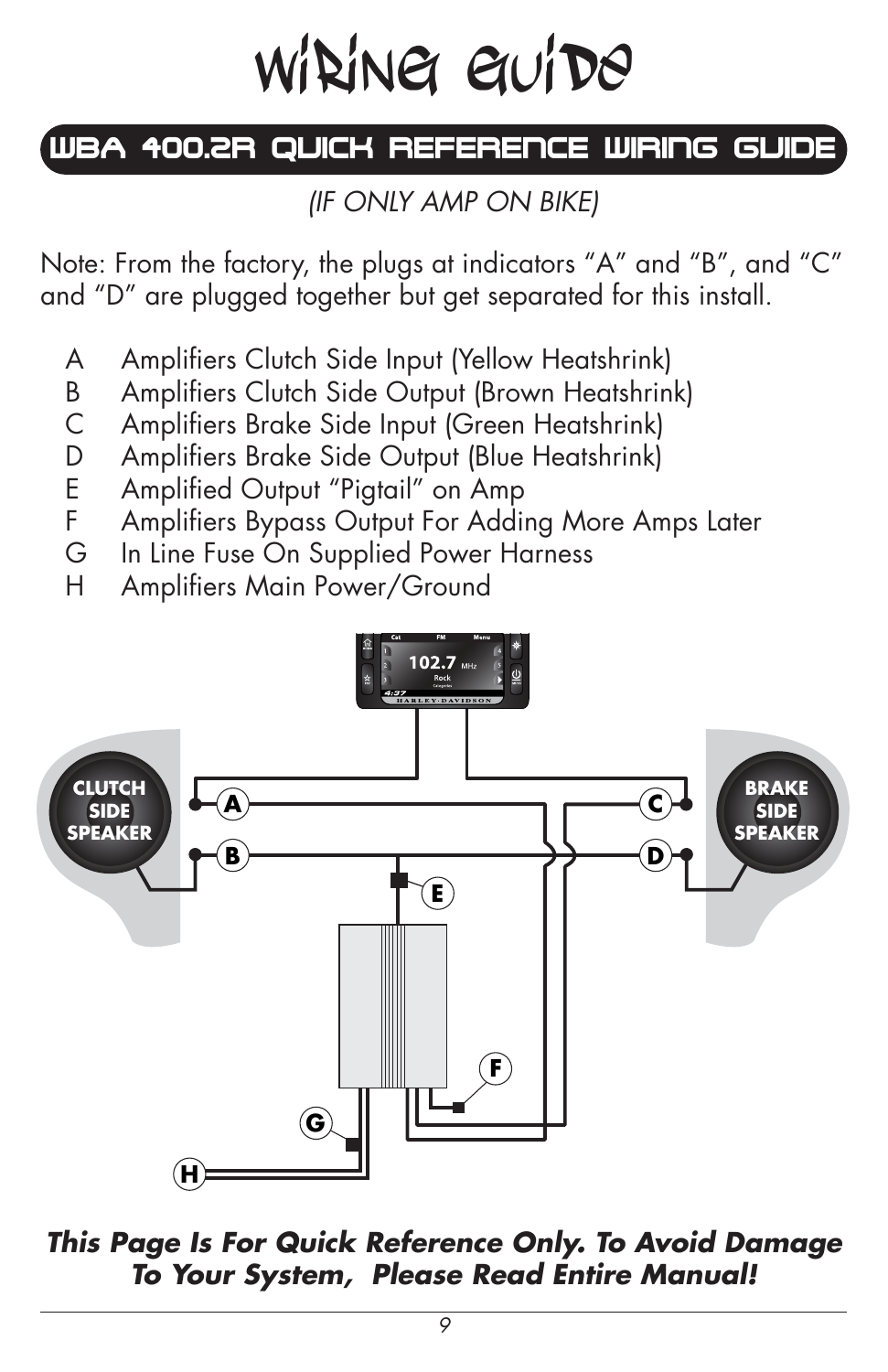# Wiring Guide

## WBA 400.2R QUICK REFERENCE WIRING GUIDE

*(IF ONLY AMP ON BIKE)*

Note: From the factory, the plugs at indicators “A” and “B”, and “C” and “D” are plugged together but get separated for this install.

- A Amplifiers Clutch Side Input (Yellow Heatshrink)
- B Amplifiers Clutch Side Output (Brown Heatshrink)
- C Amplifiers Brake Side Input (Green Heatshrink)
- D Amplifiers Brake Side Output (Blue Heatshrink)
- E Amplified Output “Pigtail” on Amp
- F Amplifiers Bypass Output For Adding More Amps Later
- G In Line Fuse On Supplied Power Harness
- H Amplifiers Main Power/Ground

***This Page Is For Quick Reference Only. To Avoid Damage To Your System, Please Read Entire Manual!***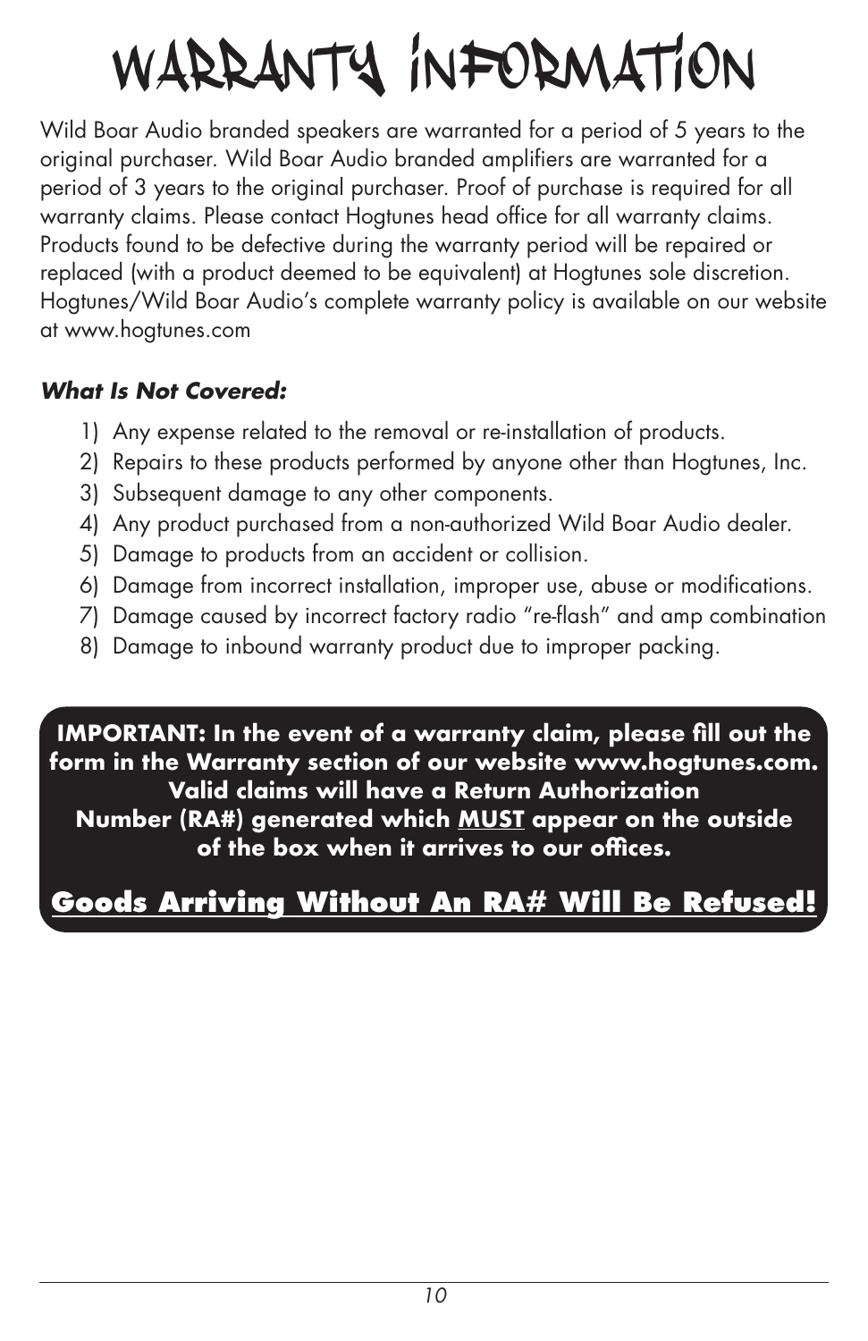# WARRANTY INFORMATION

Wild Boar Audio branded speakers are warranted for a period of 5 years to the original purchaser. Wild Boar Audio branded amplifiers are warranted for a period of 3 years to the original purchaser. Proof of purchase is required for all warranty claims. Please contact Hogtunes head office for all warranty claims. Products found to be defective during the warranty period will be repaired or replaced (with a product deemed to be equivalent) at Hogtunes sole discretion. Hogtunes/Wild Boar Audio's complete warranty policy is available on our website at www.hogtunes.com

***What Is Not Covered:***

1) Any expense related to the removal or re-installation of products.
2) Repairs to these products performed by anyone other than Hogtunes, Inc.
3) Subsequent damage to any other components.
4) Any product purchased from a non-authorized Wild Boar Audio dealer.
5) Damage to products from an accident or collision.
6) Damage from incorrect installation, improper use, abuse or modifications.
7) Damage caused by incorrect factory radio "re-flash" and amp combination
8) Damage to inbound warranty product due to improper packing.

**IMPORTANT: In the event of a warranty claim, please fill out the form in the Warranty section of our website www.hogtunes.com. Valid claims will have a Return Authorization Number (RA#) generated which MUST appear on the outside of the box when it arrives to our offices.**

**Goods Arriving Without An RA# Will Be Refused!**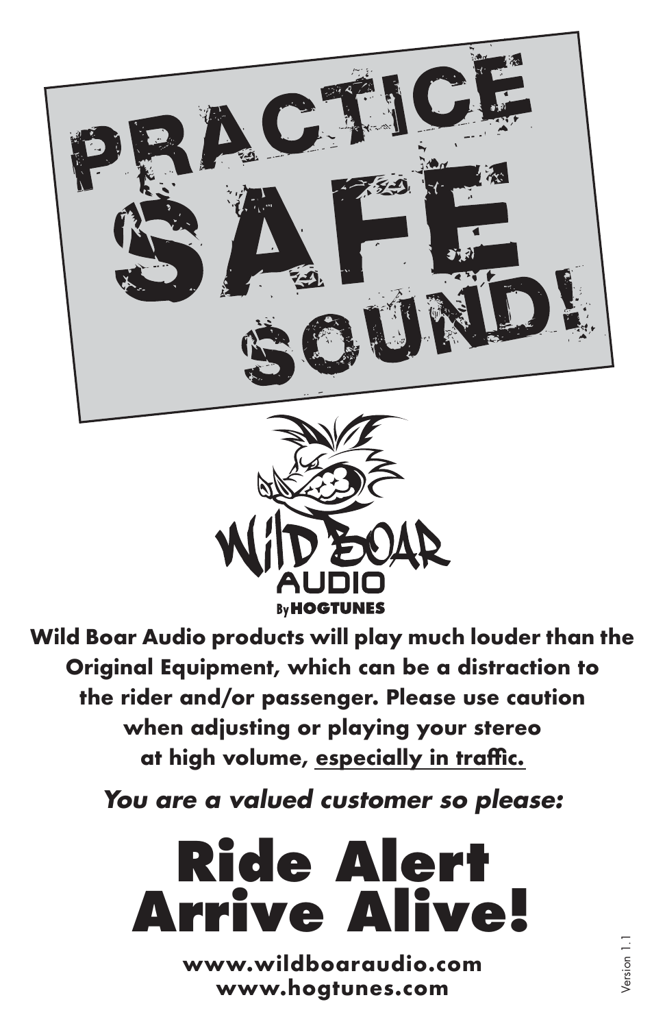# PRACTICE SAFE SOUND!

WILD BOAR AUDIO

By HOGTUNES

**Wild Boar Audio products will play much louder than the Original Equipment, which can be a distraction to the rider and/or passenger. Please use caution when adjusting or playing your stereo at high volume, <u>especially in traffic.</u>**

***You are a valued customer so please:***

# Ride Alert Arrive Alive!

**www.wildboaraudio.com**
**www.hogtunes.com**

Version 1.1